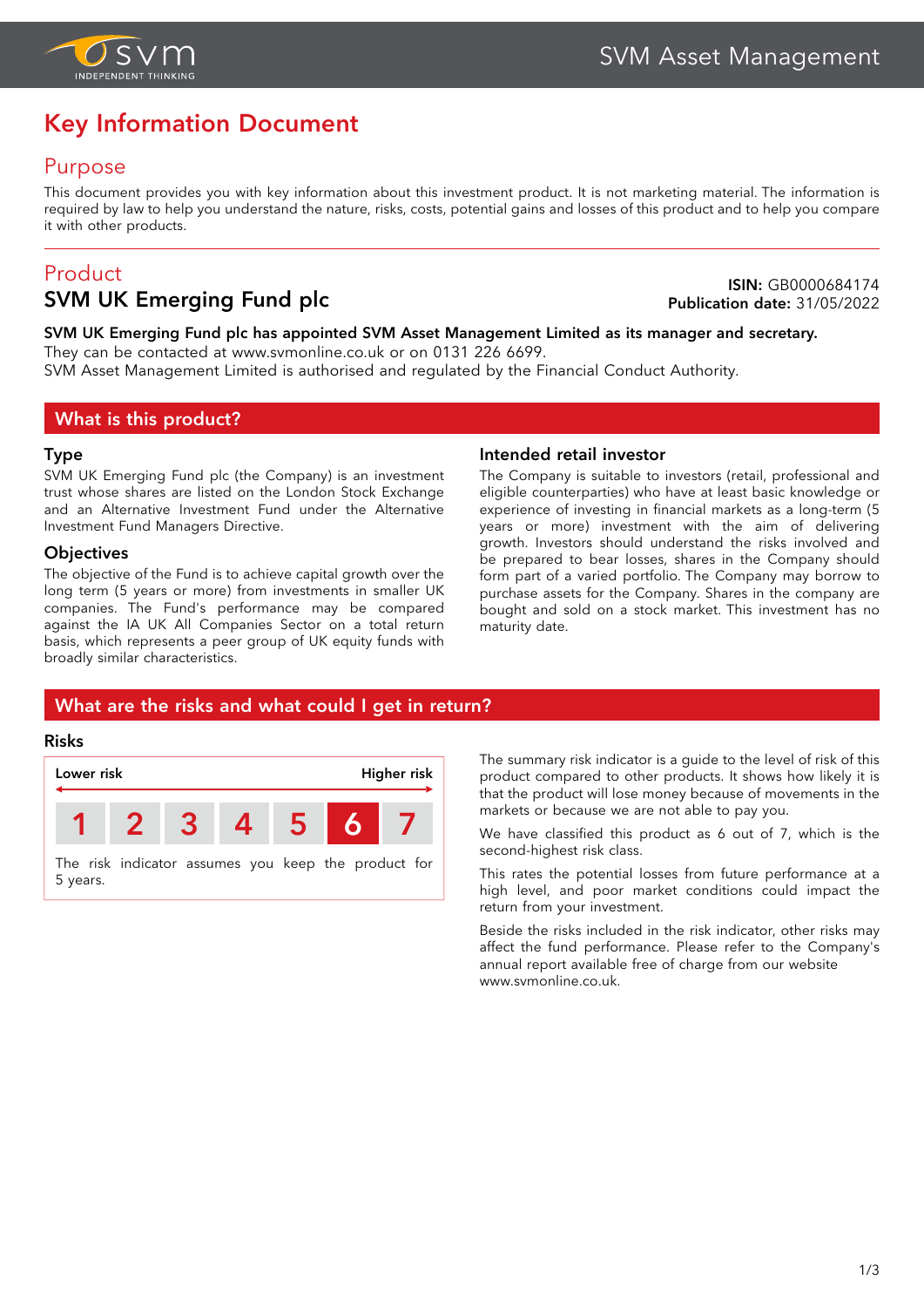# Key Information Document

## Purpose

This document provides you with key information about this investment product. It is not marketing material. The information is required by law to help you understand the nature, risks, costs, potential gains and losses of this product and to help you compare it with other products.

## Product

### SVM UK Emerging Fund plc

**ISIN:** GB0000684174
**Publication date:** 31/05/2022

**SVM UK Emerging Fund plc has appointed SVM Asset Management Limited as its manager and secretary.**
They can be contacted at www.svmonline.co.uk or on 0131 226 6699.
SVM Asset Management Limited is authorised and regulated by the Financial Conduct Authority.

## What is this product?

### Type

SVM UK Emerging Fund plc (the Company) is an investment trust whose shares are listed on the London Stock Exchange and an Alternative Investment Fund under the Alternative Investment Fund Managers Directive.

### Objectives

The objective of the Fund is to achieve capital growth over the long term (5 years or more) from investments in smaller UK companies. The Fund's performance may be compared against the IA UK All Companies Sector on a total return basis, which represents a peer group of UK equity funds with broadly similar characteristics.

### Intended retail investor

The Company is suitable to investors (retail, professional and eligible counterparties) who have at least basic knowledge or experience of investing in financial markets as a long-term (5 years or more) investment with the aim of delivering growth. Investors should understand the risks involved and be prepared to bear losses, shares in the Company should form part of a varied portfolio. The Company may borrow to purchase assets for the Company. Shares in the company are bought and sold on a stock market. This investment has no maturity date.

## What are the risks and what could I get in return?

### Risks

Lower risk → Higher risk

| 1 | 2 | 3 | 4 | 5 | **6** | 7 |
|---|---|---|---|---|---|---|

The risk indicator assumes you keep the product for 5 years.

The summary risk indicator is a guide to the level of risk of this product compared to other products. It shows how likely it is that the product will lose money because of movements in the markets or because we are not able to pay you.

We have classified this product as 6 out of 7, which is the second-highest risk class.

This rates the potential losses from future performance at a high level, and poor market conditions could impact the return from your investment.

Beside the risks included in the risk indicator, other risks may affect the fund performance. Please refer to the Company's annual report available free of charge from our website www.svmonline.co.uk.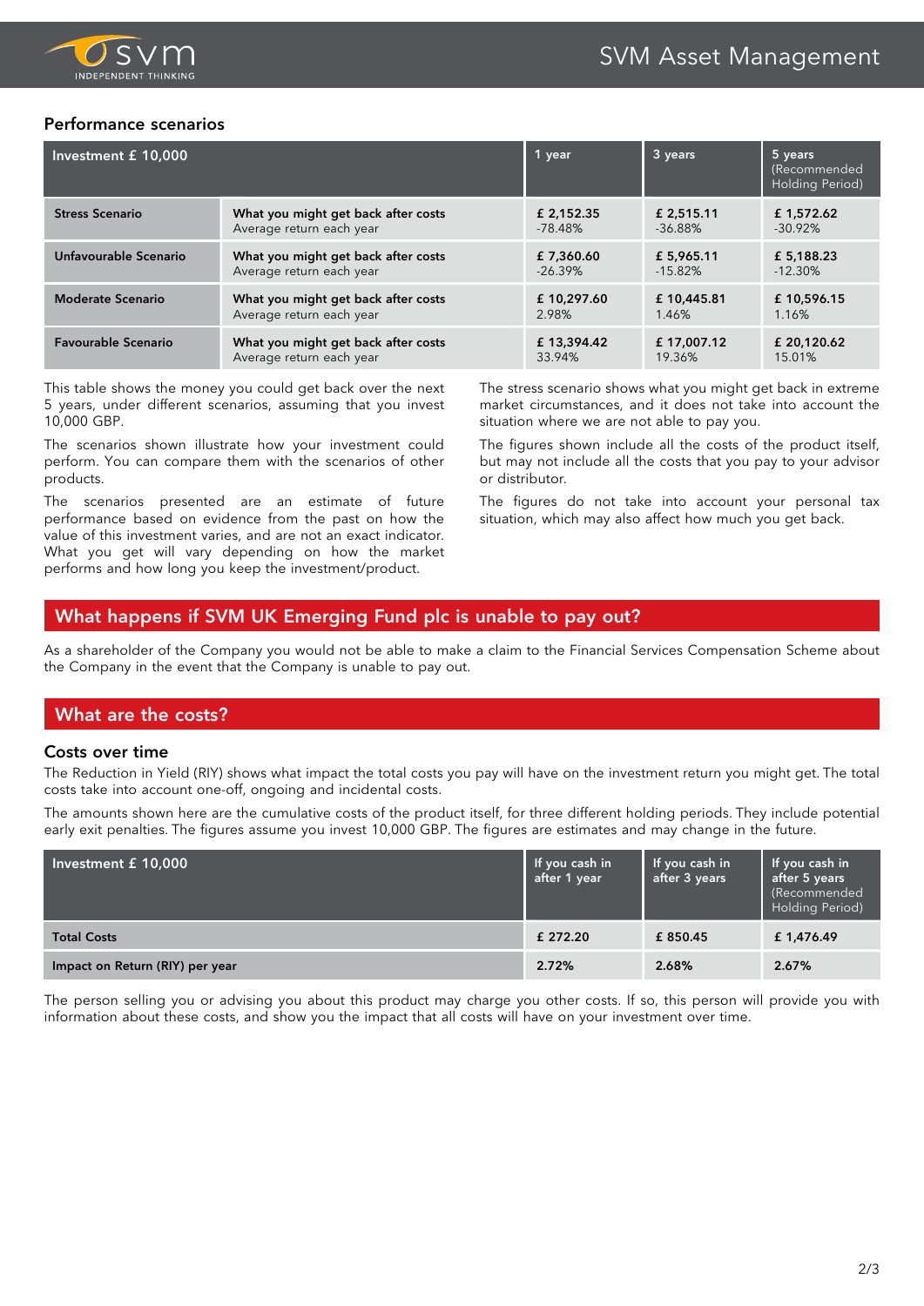## Performance scenarios

| Investment £ 10,000 | | 1 year | 3 years | 5 years (Recommended Holding Period) |
|---|---|---|---|---|
| **Stress Scenario** | **What you might get back after costs** Average return each year | **£ 2,152.35** -78.48% | **£ 2,515.11** -36.88% | **£ 1,572.62** -30.92% |
| **Unfavourable Scenario** | **What you might get back after costs** Average return each year | **£ 7,360.60** -26.39% | **£ 5,965.11** -15.82% | **£ 5,188.23** -12.30% |
| **Moderate Scenario** | **What you might get back after costs** Average return each year | **£ 10,297.60** 2.98% | **£ 10,445.81** 1.46% | **£ 10,596.15** 1.16% |
| **Favourable Scenario** | **What you might get back after costs** Average return each year | **£ 13,394.42** 33.94% | **£ 17,007.12** 19.36% | **£ 20,120.62** 15.01% |

This table shows the money you could get back over the next 5 years, under different scenarios, assuming that you invest 10,000 GBP.

The scenarios shown illustrate how your investment could perform. You can compare them with the scenarios of other products.

The scenarios presented are an estimate of future performance based on evidence from the past on how the value of this investment varies, and are not an exact indicator. What you get will vary depending on how the market performs and how long you keep the investment/product.

The stress scenario shows what you might get back in extreme market circumstances, and it does not take into account the situation where we are not able to pay you.

The figures shown include all the costs of the product itself, but may not include all the costs that you pay to your advisor or distributor.

The figures do not take into account your personal tax situation, which may also affect how much you get back.

## What happens if SVM UK Emerging Fund plc is unable to pay out?

As a shareholder of the Company you would not be able to make a claim to the Financial Services Compensation Scheme about the Company in the event that the Company is unable to pay out.

## What are the costs?

### Costs over time

The Reduction in Yield (RIY) shows what impact the total costs you pay will have on the investment return you might get. The total costs take into account one-off, ongoing and incidental costs.

The amounts shown here are the cumulative costs of the product itself, for three different holding periods. They include potential early exit penalties. The figures assume you invest 10,000 GBP. The figures are estimates and may change in the future.

| Investment £ 10,000 | If you cash in after 1 year | If you cash in after 3 years | If you cash in after 5 years (Recommended Holding Period) |
|---|---|---|---|
| **Total Costs** | **£ 272.20** | **£ 850.45** | **£ 1,476.49** |
| **Impact on Return (RIY) per year** | **2.72%** | **2.68%** | **2.67%** |

The person selling you or advising you about this product may charge you other costs. If so, this person will provide you with information about these costs, and show you the impact that all costs will have on your investment over time.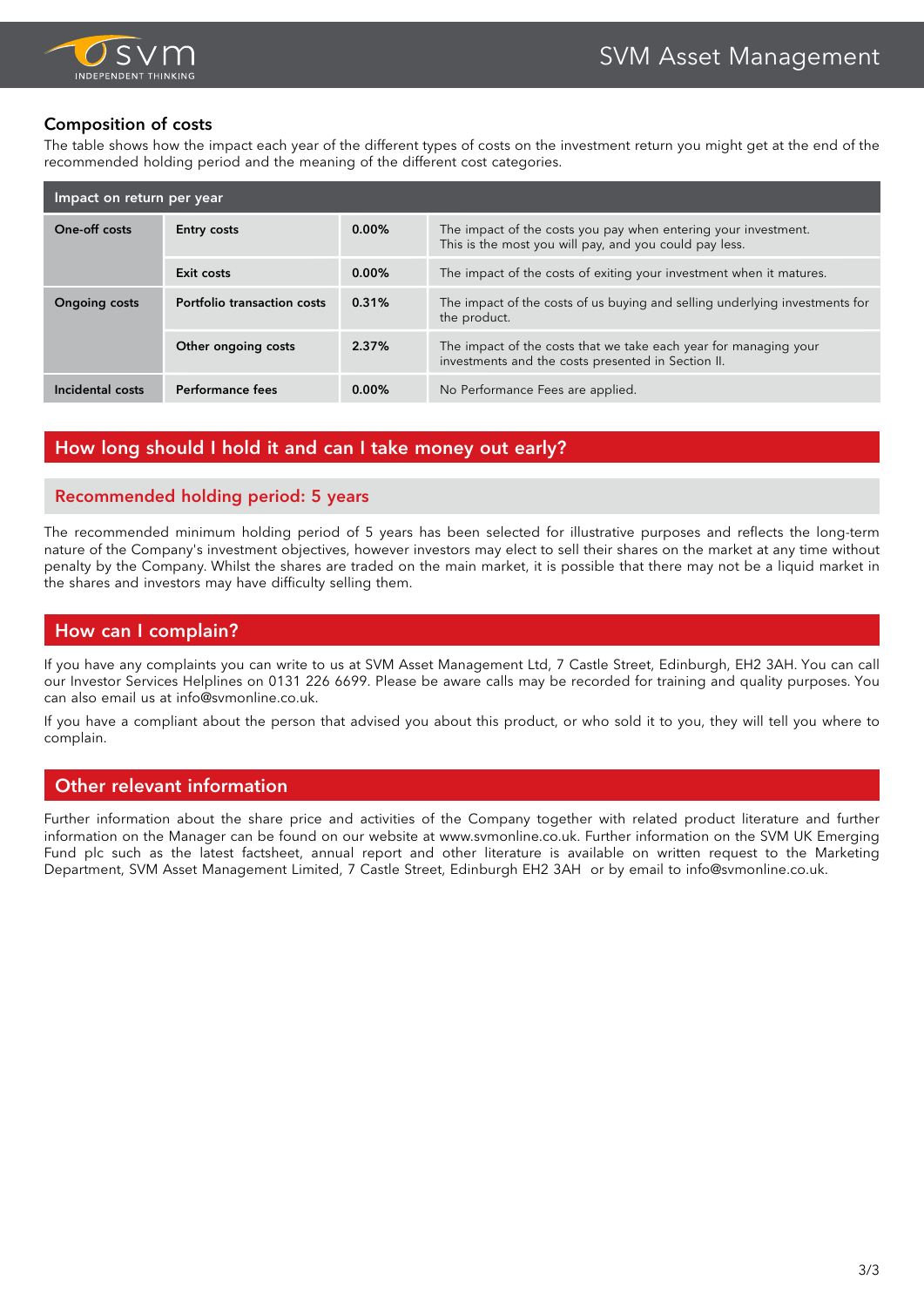### Composition of costs

The table shows how the impact each year of the different types of costs on the investment return you might get at the end of the recommended holding period and the meaning of the different cost categories.

| Impact on return per year | | | |
|---|---|---|---|
| One-off costs | Entry costs | 0.00% | The impact of the costs you pay when entering your investment. This is the most you will pay, and you could pay less. |
| | Exit costs | 0.00% | The impact of the costs of exiting your investment when it matures. |
| Ongoing costs | Portfolio transaction costs | 0.31% | The impact of the costs of us buying and selling underlying investments for the product. |
| | Other ongoing costs | 2.37% | The impact of the costs that we take each year for managing your investments and the costs presented in Section II. |
| Incidental costs | Performance fees | 0.00% | No Performance Fees are applied. |

## How long should I hold it and can I take money out early?

### Recommended holding period: 5 years

The recommended minimum holding period of 5 years has been selected for illustrative purposes and reflects the long-term nature of the Company's investment objectives, however investors may elect to sell their shares on the market at any time without penalty by the Company. Whilst the shares are traded on the main market, it is possible that there may not be a liquid market in the shares and investors may have difficulty selling them.

## How can I complain?

If you have any complaints you can write to us at SVM Asset Management Ltd, 7 Castle Street, Edinburgh, EH2 3AH. You can call our Investor Services Helplines on 0131 226 6699. Please be aware calls may be recorded for training and quality purposes. You can also email us at info@svmonline.co.uk.

If you have a compliant about the person that advised you about this product, or who sold it to you, they will tell you where to complain.

## Other relevant information

Further information about the share price and activities of the Company together with related product literature and further information on the Manager can be found on our website at www.svmonline.co.uk. Further information on the SVM UK Emerging Fund plc such as the latest factsheet, annual report and other literature is available on written request to the Marketing Department, SVM Asset Management Limited, 7 Castle Street, Edinburgh EH2 3AH or by email to info@svmonline.co.uk.